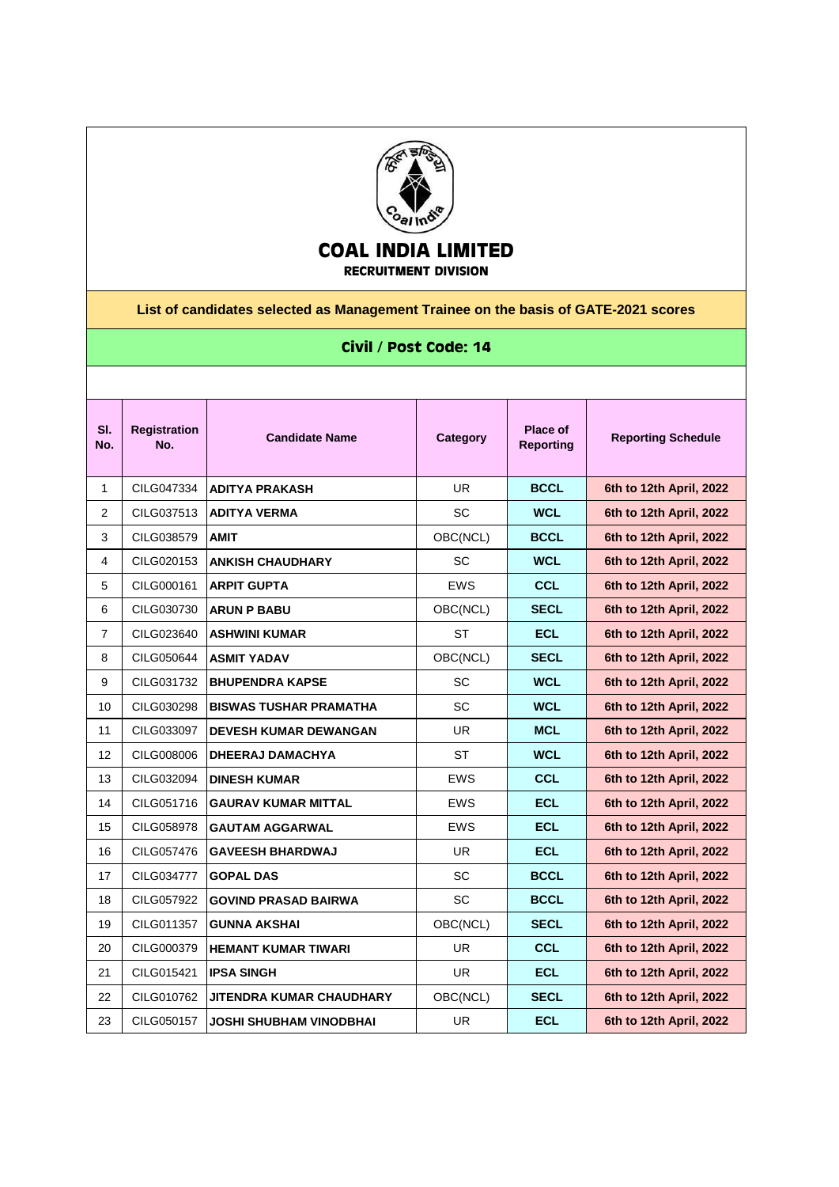# COAL INDIA LIMITED

**RECRUITMENT DIVISION**

**List of candidates selected as Management Trainee on the basis of GATE-2021 scores**

**Civil / Post Code: 14**

| Sl. No. | Registration No. | Candidate Name | Category | Place of Reporting | Reporting Schedule |
|---|---|---|---|---|---|
| 1 | CILG047334 | **ADITYA PRAKASH** | UR | **BCCL** | **6th to 12th April, 2022** |
| 2 | CILG037513 | **ADITYA VERMA** | SC | **WCL** | **6th to 12th April, 2022** |
| 3 | CILG038579 | **AMIT** | OBC(NCL) | **BCCL** | **6th to 12th April, 2022** |
| 4 | CILG020153 | **ANKISH CHAUDHARY** | SC | **WCL** | **6th to 12th April, 2022** |
| 5 | CILG000161 | **ARPIT GUPTA** | EWS | **CCL** | **6th to 12th April, 2022** |
| 6 | CILG030730 | **ARUN P BABU** | OBC(NCL) | **SECL** | **6th to 12th April, 2022** |
| 7 | CILG023640 | **ASHWINI KUMAR** | ST | **ECL** | **6th to 12th April, 2022** |
| 8 | CILG050644 | **ASMIT YADAV** | OBC(NCL) | **SECL** | **6th to 12th April, 2022** |
| 9 | CILG031732 | **BHUPENDRA KAPSE** | SC | **WCL** | **6th to 12th April, 2022** |
| 10 | CILG030298 | **BISWAS TUSHAR PRAMATHA** | SC | **WCL** | **6th to 12th April, 2022** |
| 11 | CILG033097 | **DEVESH KUMAR DEWANGAN** | UR | **MCL** | **6th to 12th April, 2022** |
| 12 | CILG008006 | **DHEERAJ DAMACHYA** | ST | **WCL** | **6th to 12th April, 2022** |
| 13 | CILG032094 | **DINESH KUMAR** | EWS | **CCL** | **6th to 12th April, 2022** |
| 14 | CILG051716 | **GAURAV KUMAR MITTAL** | EWS | **ECL** | **6th to 12th April, 2022** |
| 15 | CILG058978 | **GAUTAM AGGARWAL** | EWS | **ECL** | **6th to 12th April, 2022** |
| 16 | CILG057476 | **GAVEESH BHARDWAJ** | UR | **ECL** | **6th to 12th April, 2022** |
| 17 | CILG034777 | **GOPAL DAS** | SC | **BCCL** | **6th to 12th April, 2022** |
| 18 | CILG057922 | **GOVIND PRASAD BAIRWA** | SC | **BCCL** | **6th to 12th April, 2022** |
| 19 | CILG011357 | **GUNNA AKSHAI** | OBC(NCL) | **SECL** | **6th to 12th April, 2022** |
| 20 | CILG000379 | **HEMANT KUMAR TIWARI** | UR | **CCL** | **6th to 12th April, 2022** |
| 21 | CILG015421 | **IPSA SINGH** | UR | **ECL** | **6th to 12th April, 2022** |
| 22 | CILG010762 | **JITENDRA KUMAR CHAUDHARY** | OBC(NCL) | **SECL** | **6th to 12th April, 2022** |
| 23 | CILG050157 | **JOSHI SHUBHAM VINODBHAI** | UR | **ECL** | **6th to 12th April, 2022** |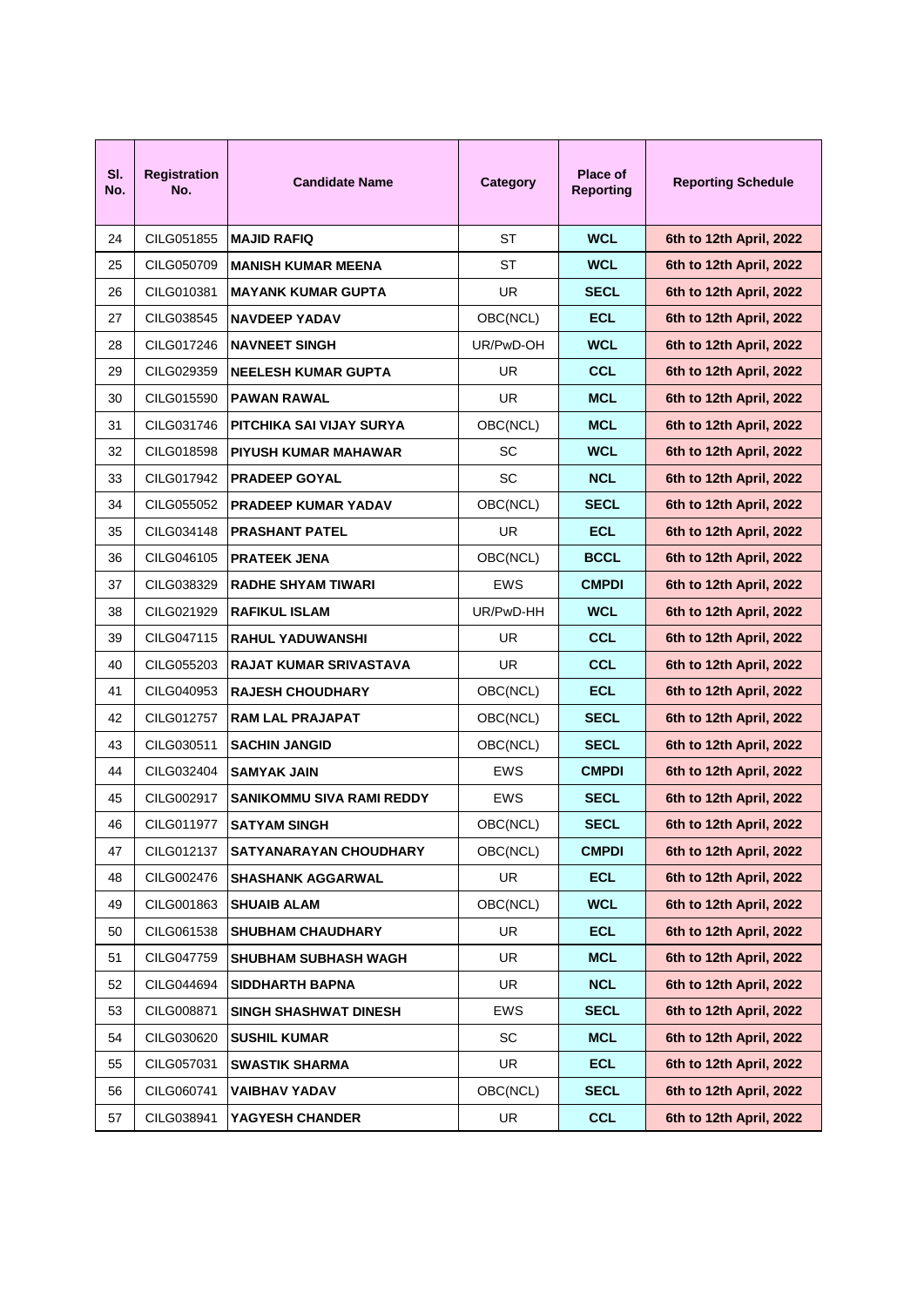| Sl. No. | Registration No. | Candidate Name | Category | Place of Reporting | Reporting Schedule |
|---|---|---|---|---|---|
| 24 | CILG051855 | **MAJID RAFIQ** | ST | **WCL** | **6th to 12th April, 2022** |
| 25 | CILG050709 | **MANISH KUMAR MEENA** | ST | **WCL** | **6th to 12th April, 2022** |
| 26 | CILG010381 | **MAYANK KUMAR GUPTA** | UR | **SECL** | **6th to 12th April, 2022** |
| 27 | CILG038545 | **NAVDEEP YADAV** | OBC(NCL) | **ECL** | **6th to 12th April, 2022** |
| 28 | CILG017246 | **NAVNEET SINGH** | UR/PwD-OH | **WCL** | **6th to 12th April, 2022** |
| 29 | CILG029359 | **NEELESH KUMAR GUPTA** | UR | **CCL** | **6th to 12th April, 2022** |
| 30 | CILG015590 | **PAWAN RAWAL** | UR | **MCL** | **6th to 12th April, 2022** |
| 31 | CILG031746 | **PITCHIKA SAI VIJAY SURYA** | OBC(NCL) | **MCL** | **6th to 12th April, 2022** |
| 32 | CILG018598 | **PIYUSH KUMAR MAHAWAR** | SC | **WCL** | **6th to 12th April, 2022** |
| 33 | CILG017942 | **PRADEEP GOYAL** | SC | **NCL** | **6th to 12th April, 2022** |
| 34 | CILG055052 | **PRADEEP KUMAR YADAV** | OBC(NCL) | **SECL** | **6th to 12th April, 2022** |
| 35 | CILG034148 | **PRASHANT PATEL** | UR | **ECL** | **6th to 12th April, 2022** |
| 36 | CILG046105 | **PRATEEK JENA** | OBC(NCL) | **BCCL** | **6th to 12th April, 2022** |
| 37 | CILG038329 | **RADHE SHYAM TIWARI** | EWS | **CMPDI** | **6th to 12th April, 2022** |
| 38 | CILG021929 | **RAFIKUL ISLAM** | UR/PwD-HH | **WCL** | **6th to 12th April, 2022** |
| 39 | CILG047115 | **RAHUL YADUWANSHI** | UR | **CCL** | **6th to 12th April, 2022** |
| 40 | CILG055203 | **RAJAT KUMAR SRIVASTAVA** | UR | **CCL** | **6th to 12th April, 2022** |
| 41 | CILG040953 | **RAJESH CHOUDHARY** | OBC(NCL) | **ECL** | **6th to 12th April, 2022** |
| 42 | CILG012757 | **RAM LAL PRAJAPAT** | OBC(NCL) | **SECL** | **6th to 12th April, 2022** |
| 43 | CILG030511 | **SACHIN JANGID** | OBC(NCL) | **SECL** | **6th to 12th April, 2022** |
| 44 | CILG032404 | **SAMYAK JAIN** | EWS | **CMPDI** | **6th to 12th April, 2022** |
| 45 | CILG002917 | **SANIKOMMU SIVA RAMI REDDY** | EWS | **SECL** | **6th to 12th April, 2022** |
| 46 | CILG011977 | **SATYAM SINGH** | OBC(NCL) | **SECL** | **6th to 12th April, 2022** |
| 47 | CILG012137 | **SATYANARAYAN CHOUDHARY** | OBC(NCL) | **CMPDI** | **6th to 12th April, 2022** |
| 48 | CILG002476 | **SHASHANK AGGARWAL** | UR | **ECL** | **6th to 12th April, 2022** |
| 49 | CILG001863 | **SHUAIB ALAM** | OBC(NCL) | **WCL** | **6th to 12th April, 2022** |
| 50 | CILG061538 | **SHUBHAM CHAUDHARY** | UR | **ECL** | **6th to 12th April, 2022** |
| 51 | CILG047759 | **SHUBHAM SUBHASH WAGH** | UR | **MCL** | **6th to 12th April, 2022** |
| 52 | CILG044694 | **SIDDHARTH BAPNA** | UR | **NCL** | **6th to 12th April, 2022** |
| 53 | CILG008871 | **SINGH SHASHWAT DINESH** | EWS | **SECL** | **6th to 12th April, 2022** |
| 54 | CILG030620 | **SUSHIL KUMAR** | SC | **MCL** | **6th to 12th April, 2022** |
| 55 | CILG057031 | **SWASTIK SHARMA** | UR | **ECL** | **6th to 12th April, 2022** |
| 56 | CILG060741 | **VAIBHAV YADAV** | OBC(NCL) | **SECL** | **6th to 12th April, 2022** |
| 57 | CILG038941 | **YAGYESH CHANDER** | UR | **CCL** | **6th to 12th April, 2022** |